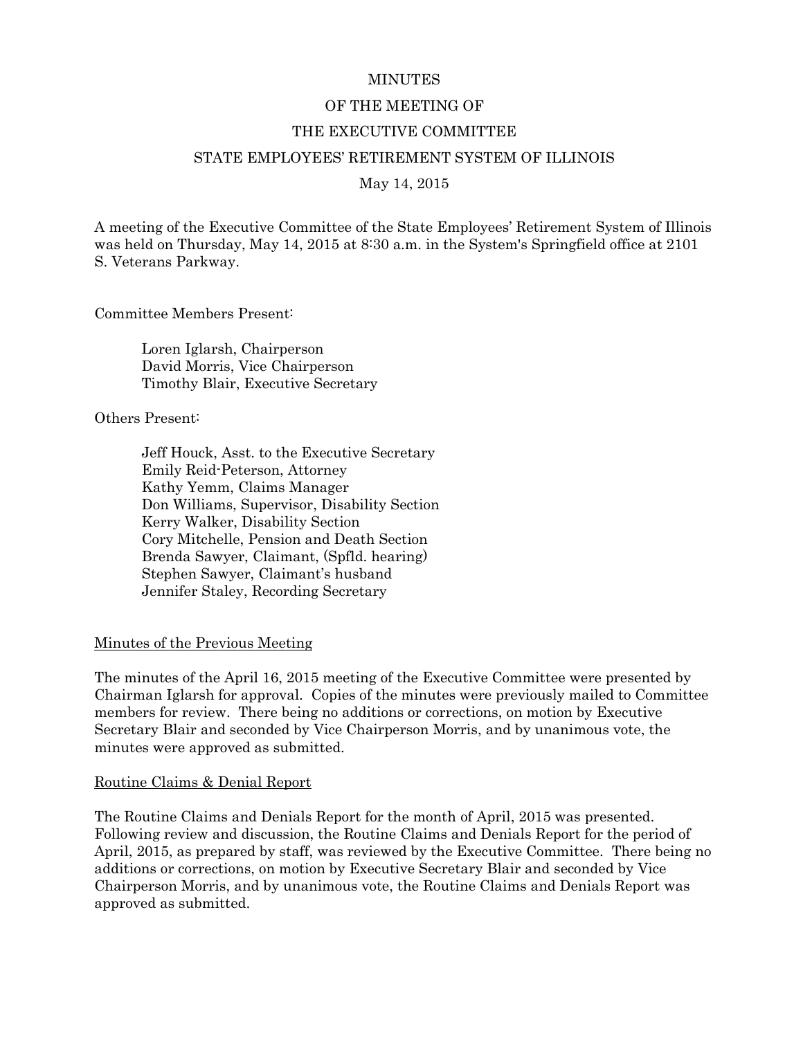# MINUTES

# OF THE MEETING OF

# THE EXECUTIVE COMMITTEE

# STATE EMPLOYEES' RETIREMENT SYSTEM OF ILLINOIS

May 14, 2015

A meeting of the Executive Committee of the State Employees' Retirement System of Illinois was held on Thursday, May 14, 2015 at 8:30 a.m. in the System's Springfield office at 2101 S. Veterans Parkway.

Committee Members Present:

> Loren Iglarsh, Chairperson
> David Morris, Vice Chairperson
> Timothy Blair, Executive Secretary

Others Present:

> Jeff Houck, Asst. to the Executive Secretary
> Emily Reid-Peterson, Attorney
> Kathy Yemm, Claims Manager
> Don Williams, Supervisor, Disability Section
> Kerry Walker, Disability Section
> Cory Mitchelle, Pension and Death Section
> Brenda Sawyer, Claimant, (Spfld. hearing)
> Stephen Sawyer, Claimant's husband
> Jennifer Staley, Recording Secretary

## Minutes of the Previous Meeting

The minutes of the April 16, 2015 meeting of the Executive Committee were presented by Chairman Iglarsh for approval. Copies of the minutes were previously mailed to Committee members for review. There being no additions or corrections, on motion by Executive Secretary Blair and seconded by Vice Chairperson Morris, and by unanimous vote, the minutes were approved as submitted.

## Routine Claims & Denial Report

The Routine Claims and Denials Report for the month of April, 2015 was presented. Following review and discussion, the Routine Claims and Denials Report for the period of April, 2015, as prepared by staff, was reviewed by the Executive Committee. There being no additions or corrections, on motion by Executive Secretary Blair and seconded by Vice Chairperson Morris, and by unanimous vote, the Routine Claims and Denials Report was approved as submitted.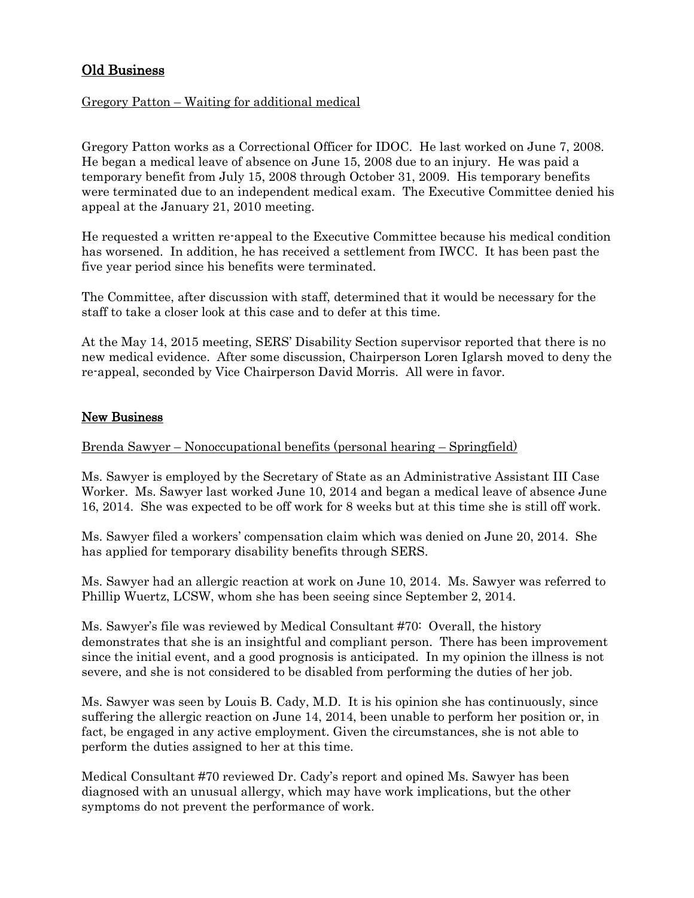## Old Business

Gregory Patton – Waiting for additional medical

Gregory Patton works as a Correctional Officer for IDOC. He last worked on June 7, 2008. He began a medical leave of absence on June 15, 2008 due to an injury. He was paid a temporary benefit from July 15, 2008 through October 31, 2009. His temporary benefits were terminated due to an independent medical exam. The Executive Committee denied his appeal at the January 21, 2010 meeting.

He requested a written re-appeal to the Executive Committee because his medical condition has worsened. In addition, he has received a settlement from IWCC. It has been past the five year period since his benefits were terminated.

The Committee, after discussion with staff, determined that it would be necessary for the staff to take a closer look at this case and to defer at this time.

At the May 14, 2015 meeting, SERS' Disability Section supervisor reported that there is no new medical evidence. After some discussion, Chairperson Loren Iglarsh moved to deny the re-appeal, seconded by Vice Chairperson David Morris. All were in favor.

## New Business

Brenda Sawyer – Nonoccupational benefits (personal hearing – Springfield)

Ms. Sawyer is employed by the Secretary of State as an Administrative Assistant III Case Worker. Ms. Sawyer last worked June 10, 2014 and began a medical leave of absence June 16, 2014. She was expected to be off work for 8 weeks but at this time she is still off work.

Ms. Sawyer filed a workers' compensation claim which was denied on June 20, 2014. She has applied for temporary disability benefits through SERS.

Ms. Sawyer had an allergic reaction at work on June 10, 2014. Ms. Sawyer was referred to Phillip Wuertz, LCSW, whom she has been seeing since September 2, 2014.

Ms. Sawyer's file was reviewed by Medical Consultant #70: Overall, the history demonstrates that she is an insightful and compliant person. There has been improvement since the initial event, and a good prognosis is anticipated. In my opinion the illness is not severe, and she is not considered to be disabled from performing the duties of her job.

Ms. Sawyer was seen by Louis B. Cady, M.D. It is his opinion she has continuously, since suffering the allergic reaction on June 14, 2014, been unable to perform her position or, in fact, be engaged in any active employment. Given the circumstances, she is not able to perform the duties assigned to her at this time.

Medical Consultant #70 reviewed Dr. Cady's report and opined Ms. Sawyer has been diagnosed with an unusual allergy, which may have work implications, but the other symptoms do not prevent the performance of work.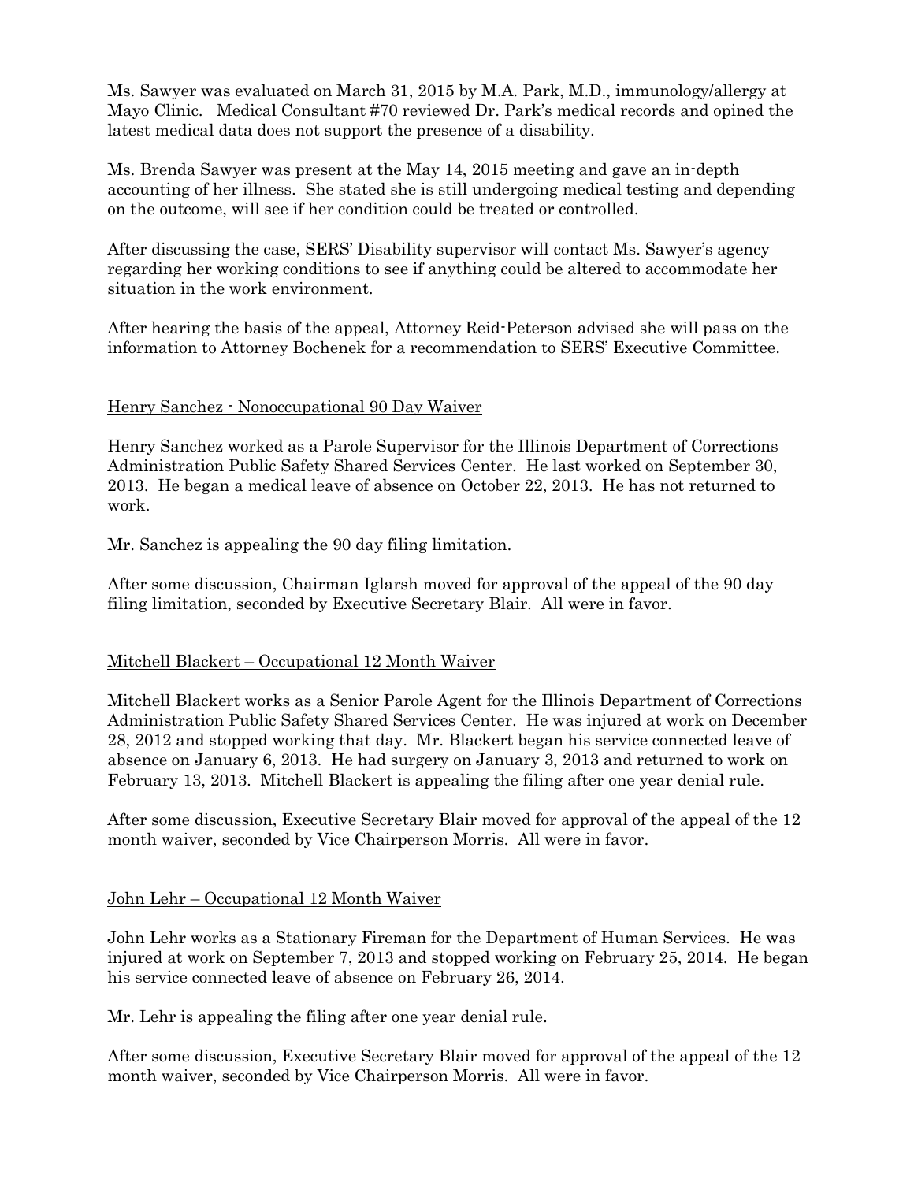Ms. Sawyer was evaluated on March 31, 2015 by M.A. Park, M.D., immunology/allergy at Mayo Clinic. Medical Consultant #70 reviewed Dr. Park's medical records and opined the latest medical data does not support the presence of a disability.

Ms. Brenda Sawyer was present at the May 14, 2015 meeting and gave an in-depth accounting of her illness. She stated she is still undergoing medical testing and depending on the outcome, will see if her condition could be treated or controlled.

After discussing the case, SERS' Disability supervisor will contact Ms. Sawyer's agency regarding her working conditions to see if anything could be altered to accommodate her situation in the work environment.

After hearing the basis of the appeal, Attorney Reid-Peterson advised she will pass on the information to Attorney Bochenek for a recommendation to SERS' Executive Committee.

<u>Henry Sanchez - Nonoccupational 90 Day Waiver</u>

Henry Sanchez worked as a Parole Supervisor for the Illinois Department of Corrections Administration Public Safety Shared Services Center. He last worked on September 30, 2013. He began a medical leave of absence on October 22, 2013. He has not returned to work.

Mr. Sanchez is appealing the 90 day filing limitation.

After some discussion, Chairman Iglarsh moved for approval of the appeal of the 90 day filing limitation, seconded by Executive Secretary Blair. All were in favor.

<u>Mitchell Blackert – Occupational 12 Month Waiver</u>

Mitchell Blackert works as a Senior Parole Agent for the Illinois Department of Corrections Administration Public Safety Shared Services Center. He was injured at work on December 28, 2012 and stopped working that day. Mr. Blackert began his service connected leave of absence on January 6, 2013. He had surgery on January 3, 2013 and returned to work on February 13, 2013. Mitchell Blackert is appealing the filing after one year denial rule.

After some discussion, Executive Secretary Blair moved for approval of the appeal of the 12 month waiver, seconded by Vice Chairperson Morris. All were in favor.

<u>John Lehr – Occupational 12 Month Waiver</u>

John Lehr works as a Stationary Fireman for the Department of Human Services. He was injured at work on September 7, 2013 and stopped working on February 25, 2014. He began his service connected leave of absence on February 26, 2014.

Mr. Lehr is appealing the filing after one year denial rule.

After some discussion, Executive Secretary Blair moved for approval of the appeal of the 12 month waiver, seconded by Vice Chairperson Morris. All were in favor.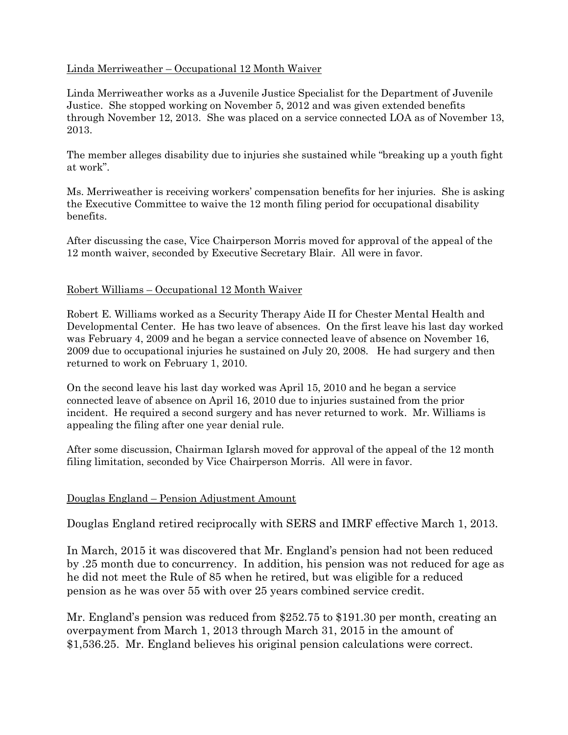<u>Linda Merriweather – Occupational 12 Month Waiver</u>

Linda Merriweather works as a Juvenile Justice Specialist for the Department of Juvenile Justice. She stopped working on November 5, 2012 and was given extended benefits through November 12, 2013. She was placed on a service connected LOA as of November 13, 2013.

The member alleges disability due to injuries she sustained while "breaking up a youth fight at work".

Ms. Merriweather is receiving workers' compensation benefits for her injuries. She is asking the Executive Committee to waive the 12 month filing period for occupational disability benefits.

After discussing the case, Vice Chairperson Morris moved for approval of the appeal of the 12 month waiver, seconded by Executive Secretary Blair. All were in favor.

<u>Robert Williams – Occupational 12 Month Waiver</u>

Robert E. Williams worked as a Security Therapy Aide II for Chester Mental Health and Developmental Center. He has two leave of absences. On the first leave his last day worked was February 4, 2009 and he began a service connected leave of absence on November 16, 2009 due to occupational injuries he sustained on July 20, 2008. He had surgery and then returned to work on February 1, 2010.

On the second leave his last day worked was April 15, 2010 and he began a service connected leave of absence on April 16, 2010 due to injuries sustained from the prior incident. He required a second surgery and has never returned to work. Mr. Williams is appealing the filing after one year denial rule.

After some discussion, Chairman Iglarsh moved for approval of the appeal of the 12 month filing limitation, seconded by Vice Chairperson Morris. All were in favor.

<u>Douglas England – Pension Adjustment Amount</u>

Douglas England retired reciprocally with SERS and IMRF effective March 1, 2013.

In March, 2015 it was discovered that Mr. England's pension had not been reduced by .25 month due to concurrency. In addition, his pension was not reduced for age as he did not meet the Rule of 85 when he retired, but was eligible for a reduced pension as he was over 55 with over 25 years combined service credit.

Mr. England's pension was reduced from $252.75 to $191.30 per month, creating an overpayment from March 1, 2013 through March 31, 2015 in the amount of $1,536.25. Mr. England believes his original pension calculations were correct.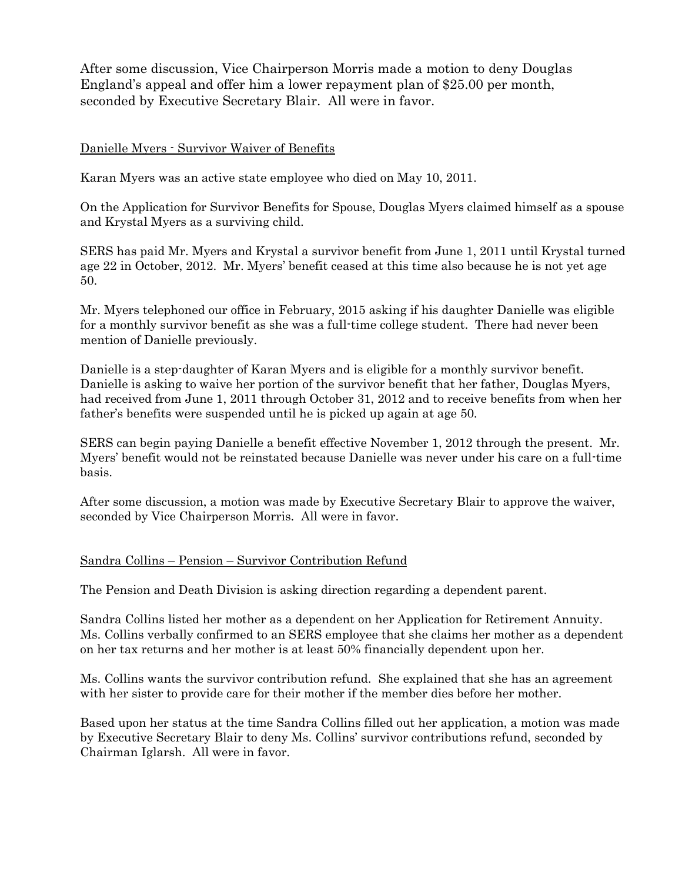After some discussion, Vice Chairperson Morris made a motion to deny Douglas England's appeal and offer him a lower repayment plan of $25.00 per month, seconded by Executive Secretary Blair. All were in favor.

<u>Danielle Myers - Survivor Waiver of Benefits</u>

Karan Myers was an active state employee who died on May 10, 2011.

On the Application for Survivor Benefits for Spouse, Douglas Myers claimed himself as a spouse and Krystal Myers as a surviving child.

SERS has paid Mr. Myers and Krystal a survivor benefit from June 1, 2011 until Krystal turned age 22 in October, 2012. Mr. Myers' benefit ceased at this time also because he is not yet age 50.

Mr. Myers telephoned our office in February, 2015 asking if his daughter Danielle was eligible for a monthly survivor benefit as she was a full-time college student. There had never been mention of Danielle previously.

Danielle is a step-daughter of Karan Myers and is eligible for a monthly survivor benefit. Danielle is asking to waive her portion of the survivor benefit that her father, Douglas Myers, had received from June 1, 2011 through October 31, 2012 and to receive benefits from when her father's benefits were suspended until he is picked up again at age 50.

SERS can begin paying Danielle a benefit effective November 1, 2012 through the present. Mr. Myers' benefit would not be reinstated because Danielle was never under his care on a full-time basis.

After some discussion, a motion was made by Executive Secretary Blair to approve the waiver, seconded by Vice Chairperson Morris. All were in favor.

<u>Sandra Collins – Pension – Survivor Contribution Refund</u>

The Pension and Death Division is asking direction regarding a dependent parent.

Sandra Collins listed her mother as a dependent on her Application for Retirement Annuity. Ms. Collins verbally confirmed to an SERS employee that she claims her mother as a dependent on her tax returns and her mother is at least 50% financially dependent upon her.

Ms. Collins wants the survivor contribution refund. She explained that she has an agreement with her sister to provide care for their mother if the member dies before her mother.

Based upon her status at the time Sandra Collins filled out her application, a motion was made by Executive Secretary Blair to deny Ms. Collins' survivor contributions refund, seconded by Chairman Iglarsh. All were in favor.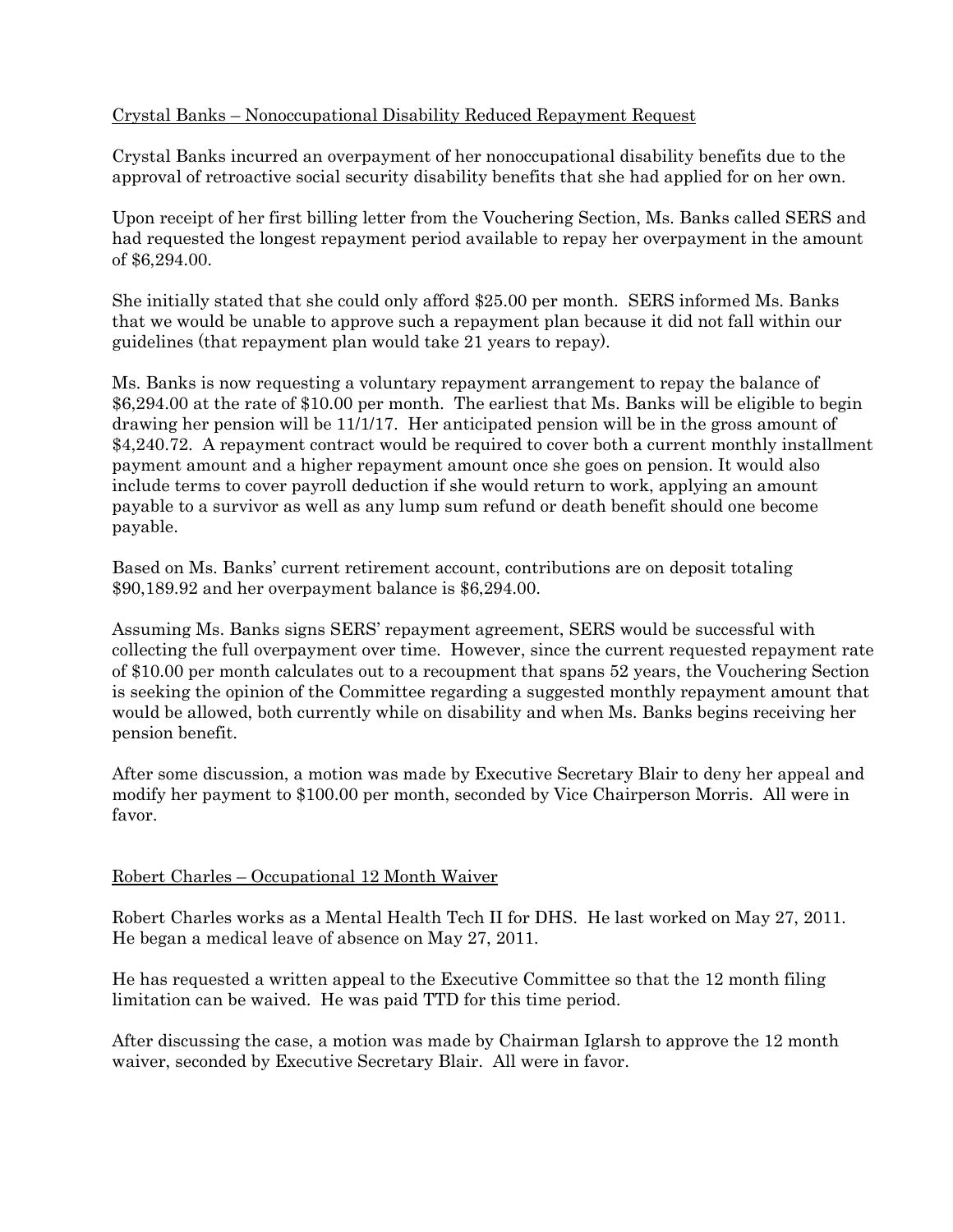Crystal Banks – Nonoccupational Disability Reduced Repayment Request

Crystal Banks incurred an overpayment of her nonoccupational disability benefits due to the approval of retroactive social security disability benefits that she had applied for on her own.

Upon receipt of her first billing letter from the Vouchering Section, Ms. Banks called SERS and had requested the longest repayment period available to repay her overpayment in the amount of $6,294.00.

She initially stated that she could only afford $25.00 per month. SERS informed Ms. Banks that we would be unable to approve such a repayment plan because it did not fall within our guidelines (that repayment plan would take 21 years to repay).

Ms. Banks is now requesting a voluntary repayment arrangement to repay the balance of $6,294.00 at the rate of $10.00 per month. The earliest that Ms. Banks will be eligible to begin drawing her pension will be 11/1/17. Her anticipated pension will be in the gross amount of $4,240.72. A repayment contract would be required to cover both a current monthly installment payment amount and a higher repayment amount once she goes on pension. It would also include terms to cover payroll deduction if she would return to work, applying an amount payable to a survivor as well as any lump sum refund or death benefit should one become payable.

Based on Ms. Banks' current retirement account, contributions are on deposit totaling $90,189.92 and her overpayment balance is $6,294.00.

Assuming Ms. Banks signs SERS' repayment agreement, SERS would be successful with collecting the full overpayment over time. However, since the current requested repayment rate of $10.00 per month calculates out to a recoupment that spans 52 years, the Vouchering Section is seeking the opinion of the Committee regarding a suggested monthly repayment amount that would be allowed, both currently while on disability and when Ms. Banks begins receiving her pension benefit.

After some discussion, a motion was made by Executive Secretary Blair to deny her appeal and modify her payment to $100.00 per month, seconded by Vice Chairperson Morris. All were in favor.

Robert Charles – Occupational 12 Month Waiver

Robert Charles works as a Mental Health Tech II for DHS. He last worked on May 27, 2011. He began a medical leave of absence on May 27, 2011.

He has requested a written appeal to the Executive Committee so that the 12 month filing limitation can be waived. He was paid TTD for this time period.

After discussing the case, a motion was made by Chairman Iglarsh to approve the 12 month waiver, seconded by Executive Secretary Blair. All were in favor.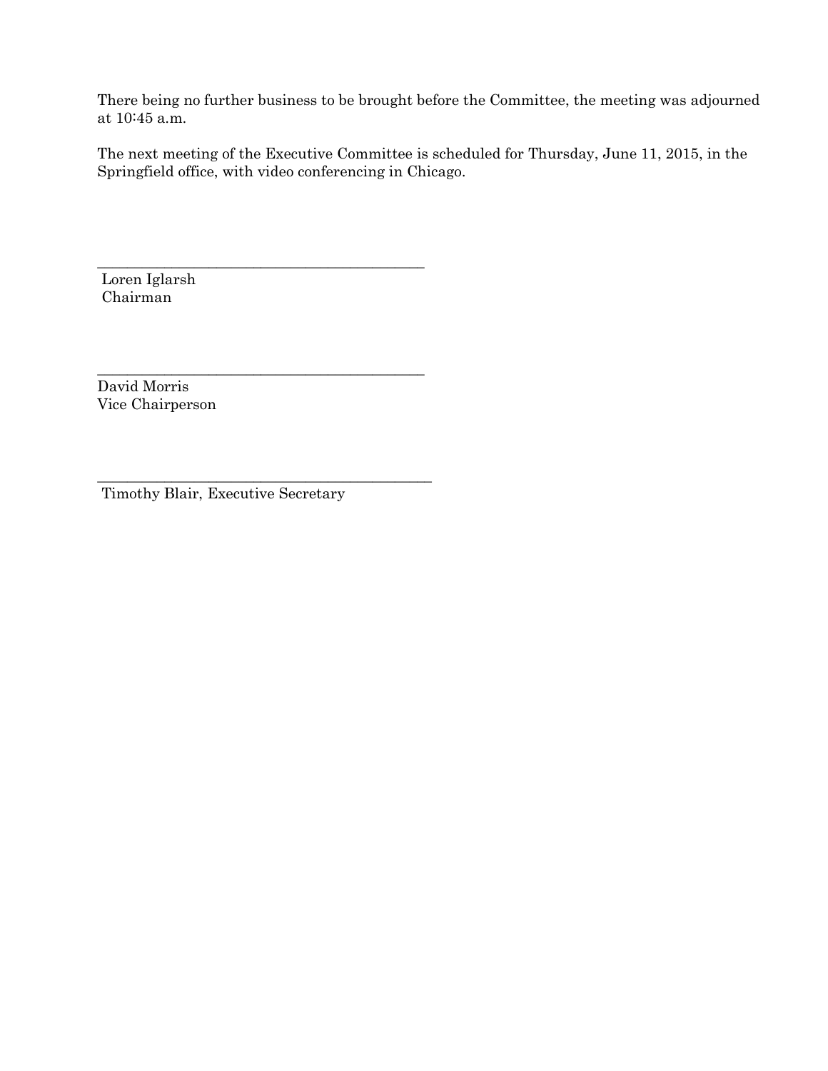There being no further business to be brought before the Committee, the meeting was adjourned at 10:45 a.m.

The next meeting of the Executive Committee is scheduled for Thursday, June 11, 2015, in the Springfield office, with video conferencing in Chicago.

\_\_\_\_\_\_\_\_\_\_\_\_\_\_\_\_\_\_\_\_\_\_\_\_\_\_\_\_\_\_\_\_\_\_\_\_\_\_\_\_\_\_\_\_

Loren Iglarsh
Chairman

\_\_\_\_\_\_\_\_\_\_\_\_\_\_\_\_\_\_\_\_\_\_\_\_\_\_\_\_\_\_\_\_\_\_\_\_\_\_\_\_\_\_\_\_

David Morris
Vice Chairperson

\_\_\_\_\_\_\_\_\_\_\_\_\_\_\_\_\_\_\_\_\_\_\_\_\_\_\_\_\_\_\_\_\_\_\_\_\_\_\_\_\_\_\_\_

Timothy Blair, Executive Secretary